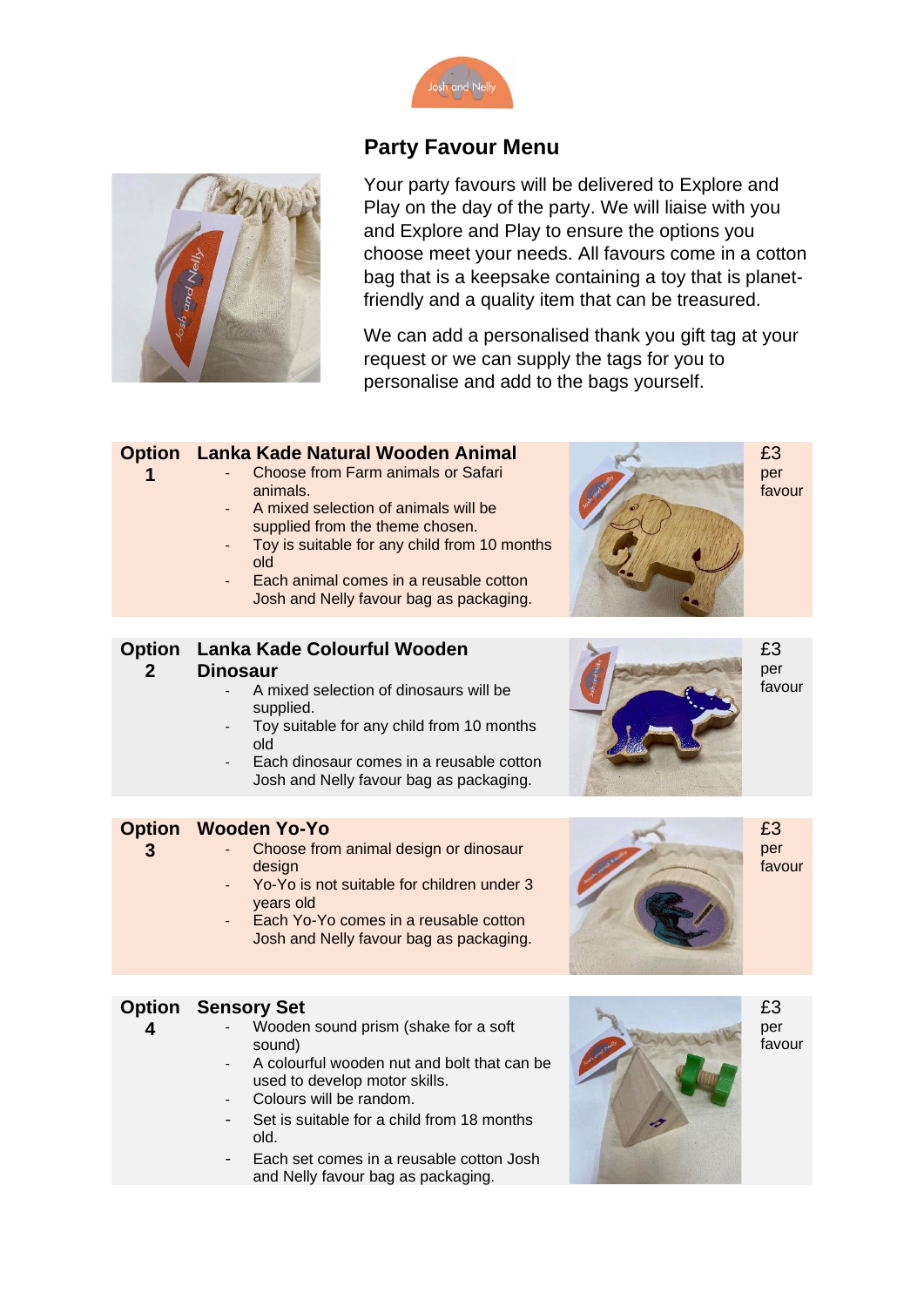## Party Favour Menu

Your party favours will be delivered to Explore and Play on the day of the party. We will liaise with you and Explore and Play to ensure the options you choose meet your needs. All favours come in a cotton bag that is a keepsake containing a toy that is planet-friendly and a quality item that can be treasured.

We can add a personalised thank you gift tag at your request or we can supply the tags for you to personalise and add to the bags yourself.

### Option 1 — Lanka Kade Natural Wooden Animal

£3 per favour

- Choose from Farm animals or Safari animals.
- A mixed selection of animals will be supplied from the theme chosen.
- Toy is suitable for any child from 10 months old
- Each animal comes in a reusable cotton Josh and Nelly favour bag as packaging.

### Option 2 — Lanka Kade Colourful Wooden Dinosaur

£3 per favour

- A mixed selection of dinosaurs will be supplied.
- Toy suitable for any child from 10 months old
- Each dinosaur comes in a reusable cotton Josh and Nelly favour bag as packaging.

### Option 3 — Wooden Yo-Yo

£3 per favour

- Choose from animal design or dinosaur design
- Yo-Yo is not suitable for children under 3 years old
- Each Yo-Yo comes in a reusable cotton Josh and Nelly favour bag as packaging.

### Option 4 — Sensory Set

£3 per favour

- Wooden sound prism (shake for a soft sound)
- A colourful wooden nut and bolt that can be used to develop motor skills.
- Colours will be random.
- Set is suitable for a child from 18 months old.
- Each set comes in a reusable cotton Josh and Nelly favour bag as packaging.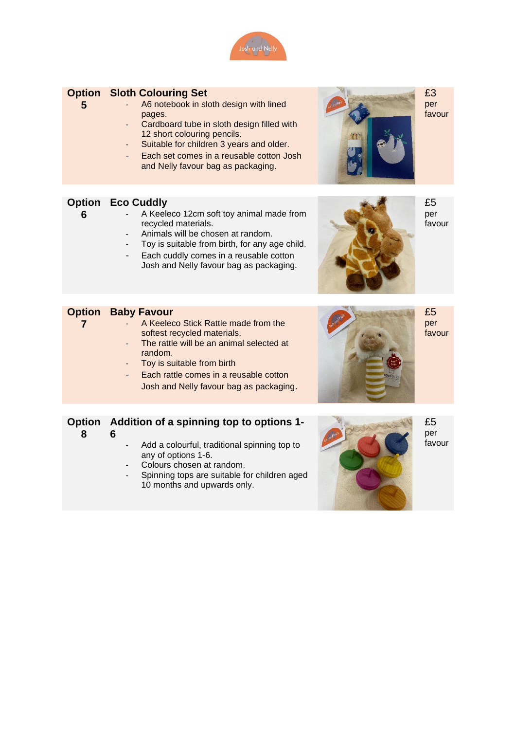Josh and Nelly

## Option 5 Sloth Colouring Set

- A6 notebook in sloth design with lined pages.
- Cardboard tube in sloth design filled with 12 short colouring pencils.
- Suitable for children 3 years and older.
- Each set comes in a reusable cotton Josh and Nelly favour bag as packaging.

£3 per favour

## Option 6 Eco Cuddly

- A Keeleco 12cm soft toy animal made from recycled materials.
- Animals will be chosen at random.
- Toy is suitable from birth, for any age child.
- Each cuddly comes in a reusable cotton Josh and Nelly favour bag as packaging.

£5 per favour

## Option 7 Baby Favour

- A Keeleco Stick Rattle made from the softest recycled materials.
- The rattle will be an animal selected at random.
- Toy is suitable from birth
- Each rattle comes in a reusable cotton Josh and Nelly favour bag as packaging.

£5 per favour

## Option 8 Addition of a spinning top to options 1-6

- Add a colourful, traditional spinning top to any of options 1-6.
- Colours chosen at random.
- Spinning tops are suitable for children aged 10 months and upwards only.

£5 per favour